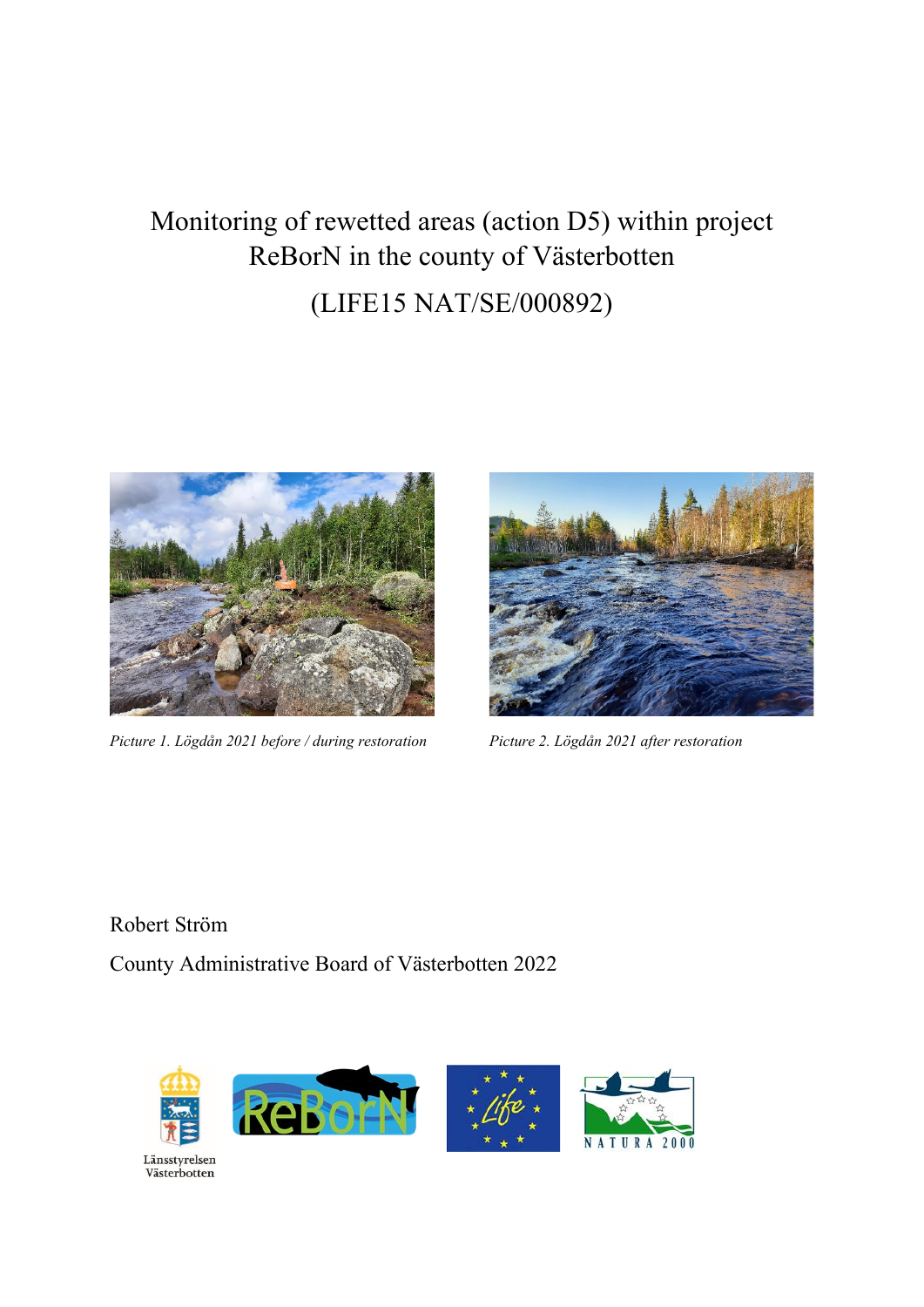# Monitoring of rewetted areas (action D5) within project ReBorN in the county of Västerbotten

# (LIFE15 NAT/SE/000892)

*Picture 1. Lögdån 2021 before / during restoration*

*Picture 2. Lögdån 2021 after restoration*

Robert Ström

County Administrative Board of Västerbotten 2022

Länsstyrelsen Västerbotten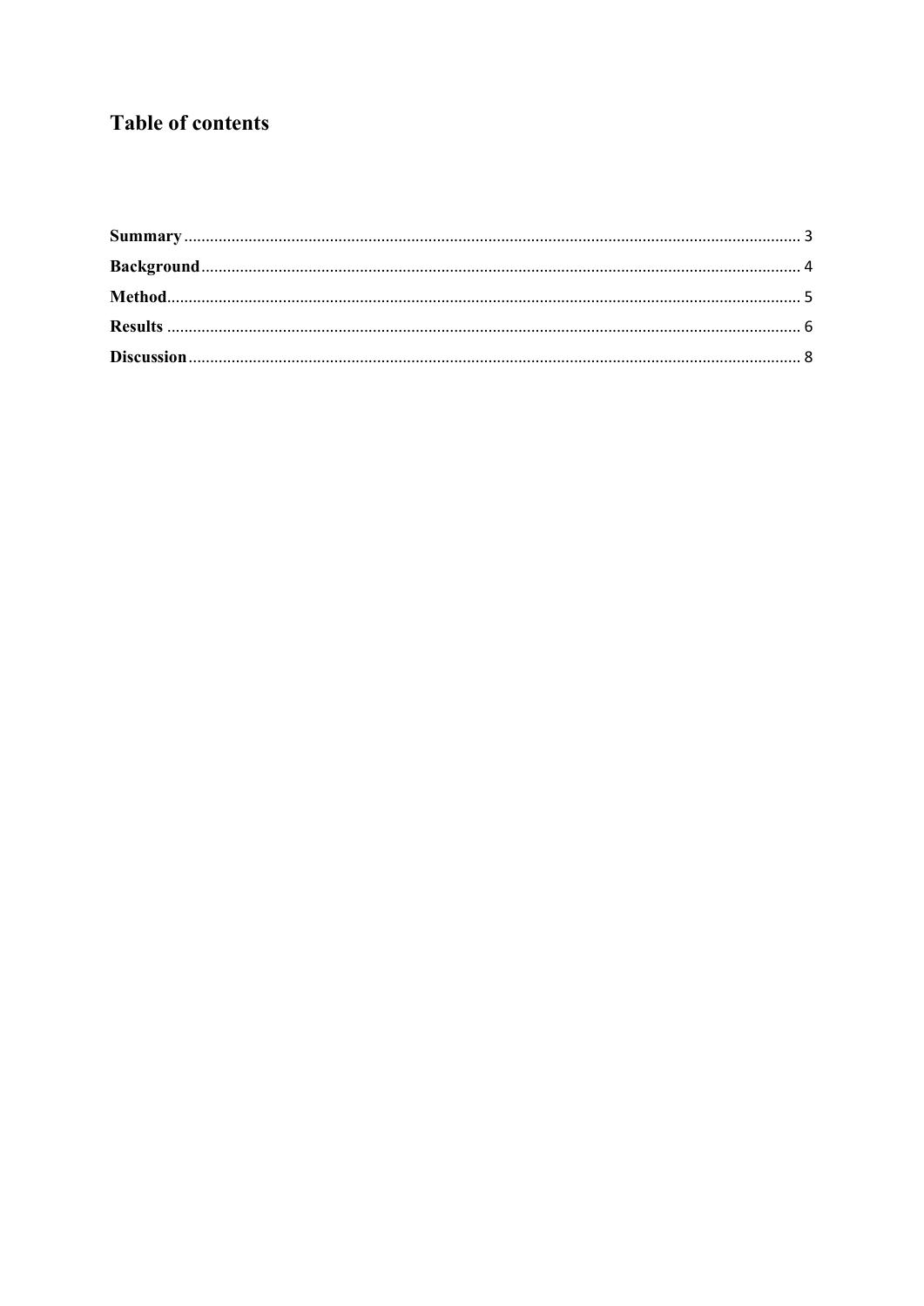# Table of contents

**Summary** .......... 3

**Background** .......... 4

**Method** .......... 5

**Results** .......... 6

**Discussion** .......... 8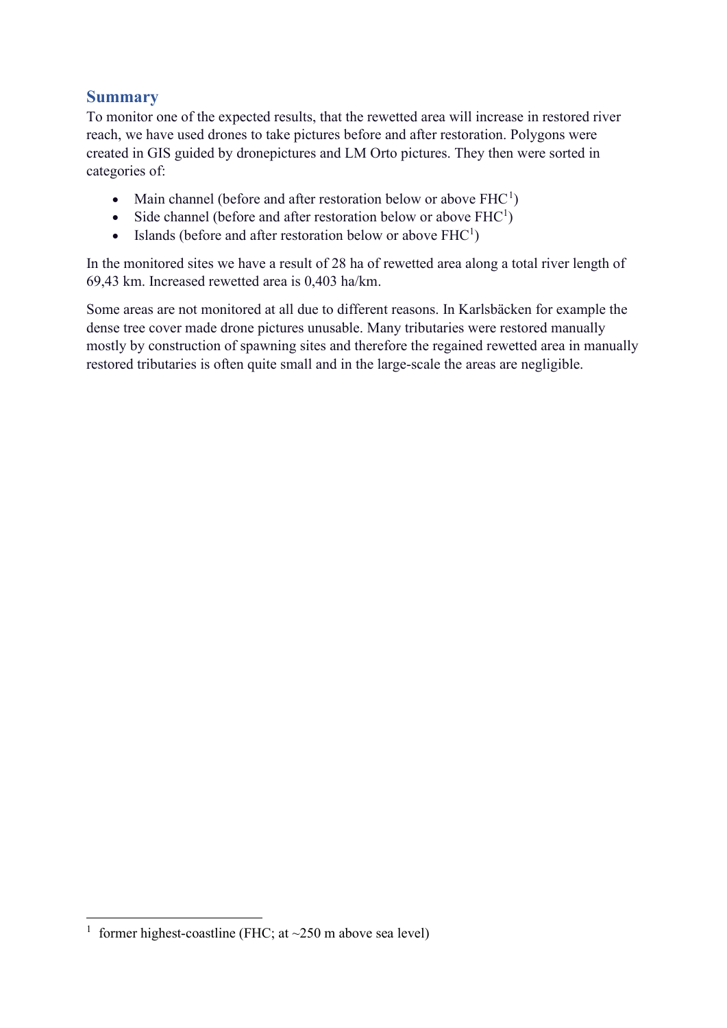## Summary

To monitor one of the expected results, that the rewetted area will increase in restored river reach, we have used drones to take pictures before and after restoration. Polygons were created in GIS guided by dronepictures and LM Orto pictures. They then were sorted in categories of:

- Main channel (before and after restoration below or above FHC[1])
- Side channel (before and after restoration below or above FHC[1])
- Islands (before and after restoration below or above FHC[1])

In the monitored sites we have a result of 28 ha of rewetted area along a total river length of 69,43 km. Increased rewetted area is 0,403 ha/km.

Some areas are not monitored at all due to different reasons. In Karlsbäcken for example the dense tree cover made drone pictures unusable. Many tributaries were restored manually mostly by construction of spawning sites and therefore the regained rewetted area in manually restored tributaries is often quite small and in the large-scale the areas are negligible.

---

[1] former highest-coastline (FHC; at ~250 m above sea level)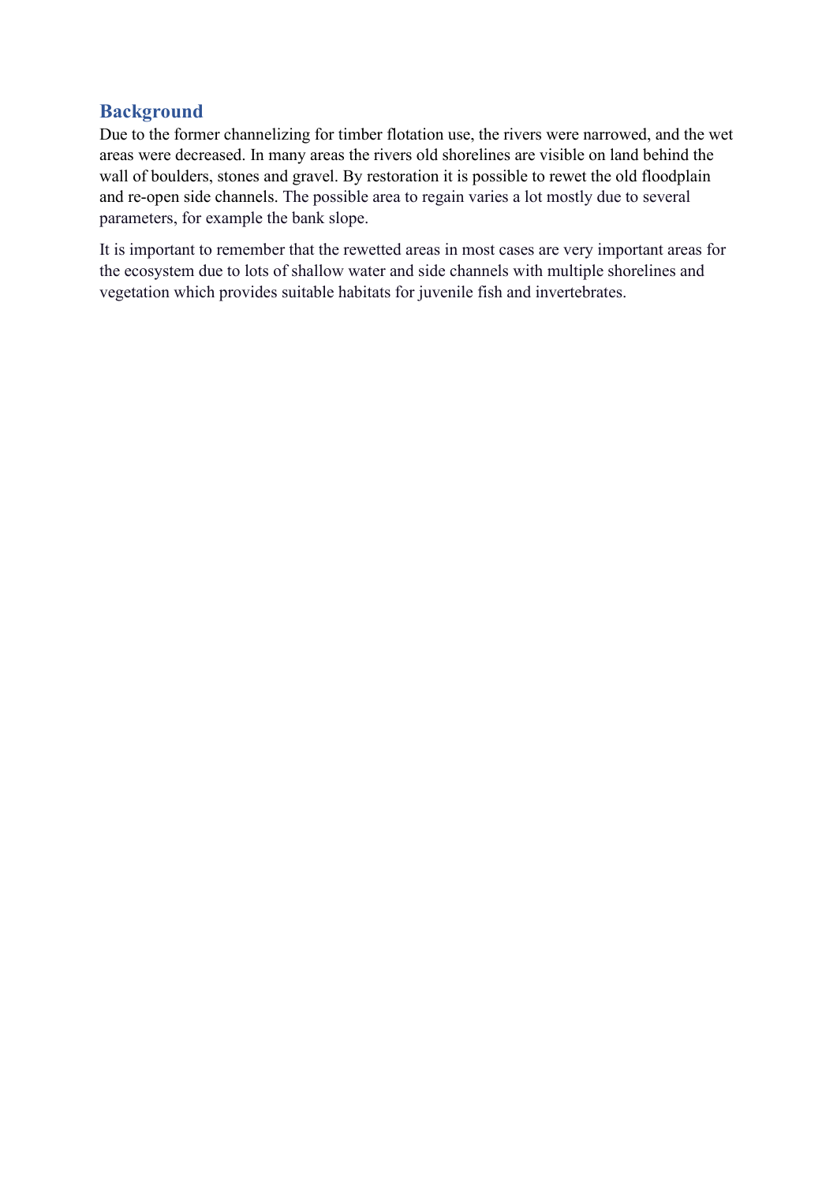## Background

Due to the former channelizing for timber flotation use, the rivers were narrowed, and the wet areas were decreased. In many areas the rivers old shorelines are visible on land behind the wall of boulders, stones and gravel. By restoration it is possible to rewet the old floodplain and re-open side channels. The possible area to regain varies a lot mostly due to several parameters, for example the bank slope.

It is important to remember that the rewetted areas in most cases are very important areas for the ecosystem due to lots of shallow water and side channels with multiple shorelines and vegetation which provides suitable habitats for juvenile fish and invertebrates.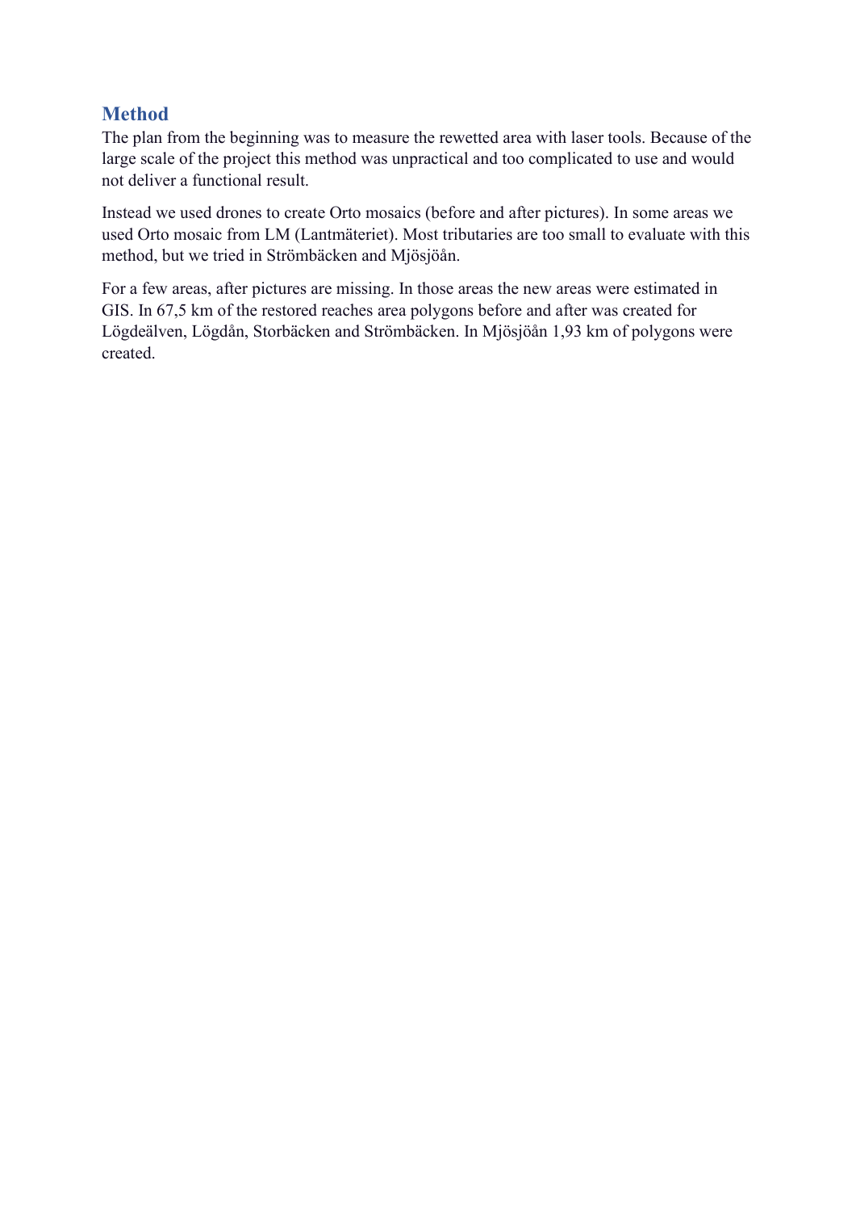## Method

The plan from the beginning was to measure the rewetted area with laser tools. Because of the large scale of the project this method was unpractical and too complicated to use and would not deliver a functional result.

Instead we used drones to create Orto mosaics (before and after pictures). In some areas we used Orto mosaic from LM (Lantmäteriet). Most tributaries are too small to evaluate with this method, but we tried in Strömbäcken and Mjösjöån.

For a few areas, after pictures are missing. In those areas the new areas were estimated in GIS. In 67,5 km of the restored reaches area polygons before and after was created for Lögdeälven, Lögdån, Storbäcken and Strömbäcken. In Mjösjöån 1,93 km of polygons were created.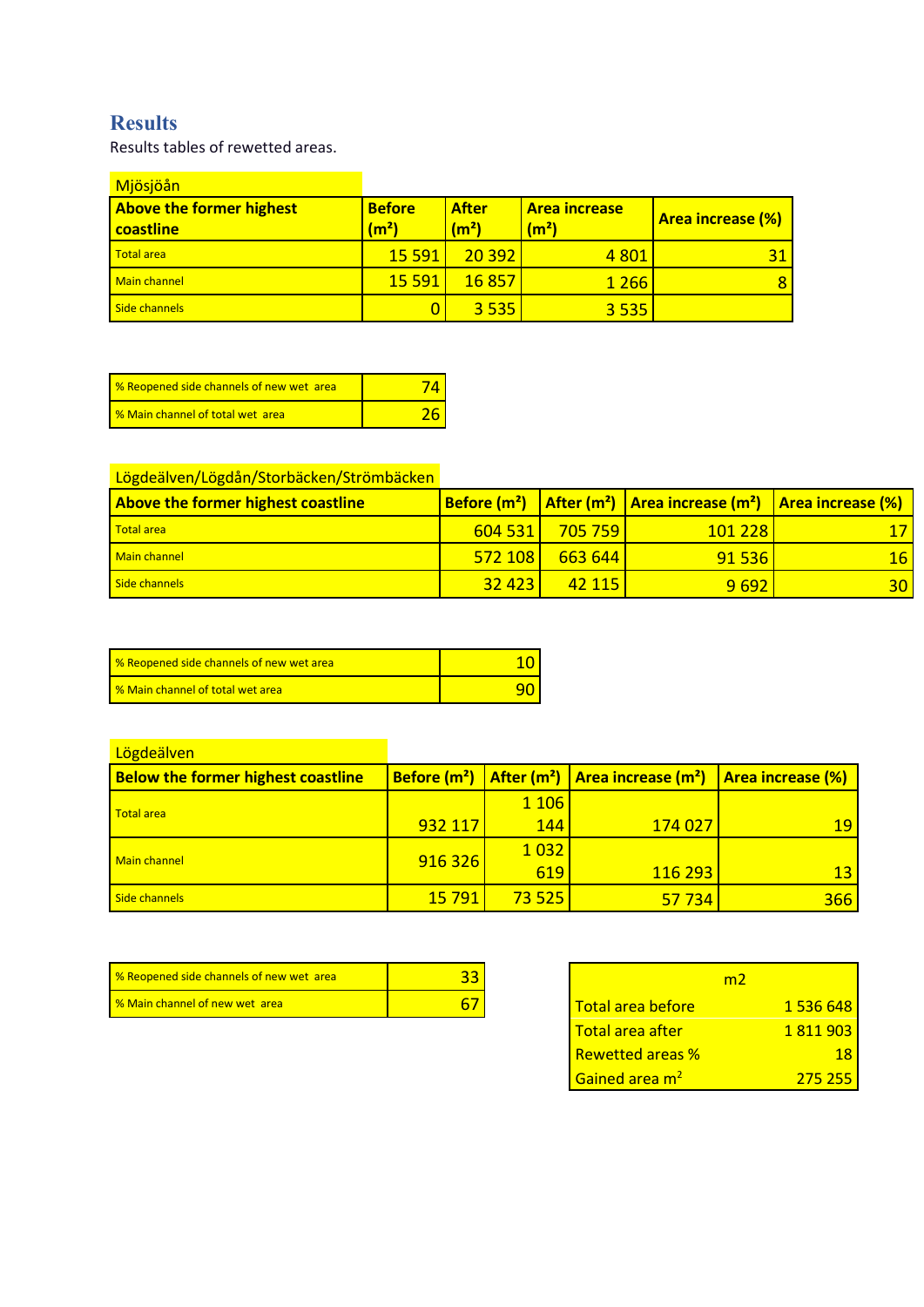## Results

Results tables of rewetted areas.

Mjösjöån

| Above the former highest coastline | Before (m²) | After (m²) | Area increase (m²) | Area increase (%) |
|---|---|---|---|---|
| Total area | 15 591 | 20 392 | 4 801 | 31 |
| Main channel | 15 591 | 16 857 | 1 266 | 8 |
| Side channels | 0 | 3 535 | 3 535 | |

| | |
|---|---|
| % Reopened side channels of new wet area | 74 |
| % Main channel of total wet area | 26 |

Lögdeälven/Lögdån/Storbäcken/Strömbäcken

| Above the former highest coastline | Before (m²) | After (m²) | Area increase (m²) | Area increase (%) |
|---|---|---|---|---|
| Total area | 604 531 | 705 759 | 101 228 | 17 |
| Main channel | 572 108 | 663 644 | 91 536 | 16 |
| Side channels | 32 423 | 42 115 | 9 692 | 30 |

| | |
|---|---|
| % Reopened side channels of new wet area | 10 |
| % Main channel of total wet area | 90 |

Lögdeälven

| Below the former highest coastline | Before (m²) | After (m²) | Area increase (m²) | Area increase (%) |
|---|---|---|---|---|
| Total area | 932 117 | 1 106 144 | 174 027 | 19 |
| Main channel | 916 326 | 1 032 619 | 116 293 | 13 |
| Side channels | 15 791 | 73 525 | 57 734 | 366 |

| | |
|---|---|
| % Reopened side channels of new wet area | 33 |
| % Main channel of new wet area | 67 |

| | m2 |
|---|---|
| Total area before | 1 536 648 |
| Total area after | 1 811 903 |
| Rewetted areas % | 18 |
| Gained area $m^2$ | 275 255 |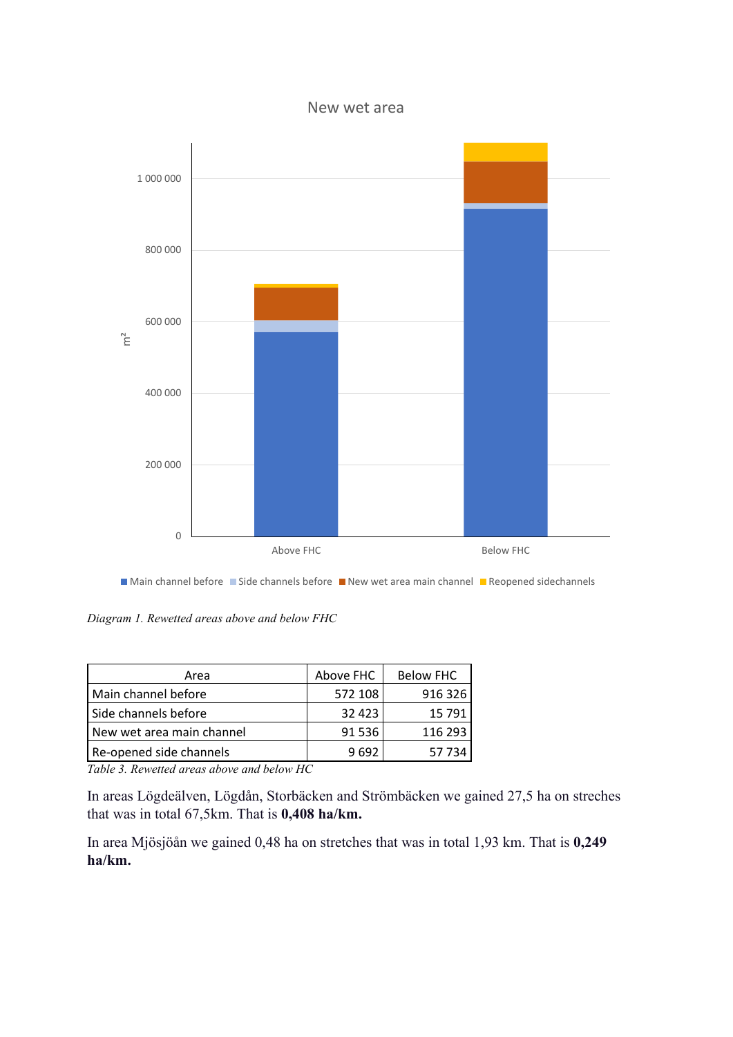*Diagram 1. Rewetted areas above and below FHC*

| Area | Above FHC | Below FHC |
|---|---|---|
| Main channel before | 572 108 | 916 326 |
| Side channels before | 32 423 | 15 791 |
| New wet area main channel | 91 536 | 116 293 |
| Re-opened side channels | 9 692 | 57 734 |

*Table 3. Rewetted areas above and below HC*

In areas Lögdeälven, Lögdån, Storbäcken and Strömbäcken we gained 27,5 ha on streches that was in total 67,5km. That is **0,408 ha/km.**

In area Mjösjöån we gained 0,48 ha on stretches that was in total 1,93 km. That is **0,249 ha/km.**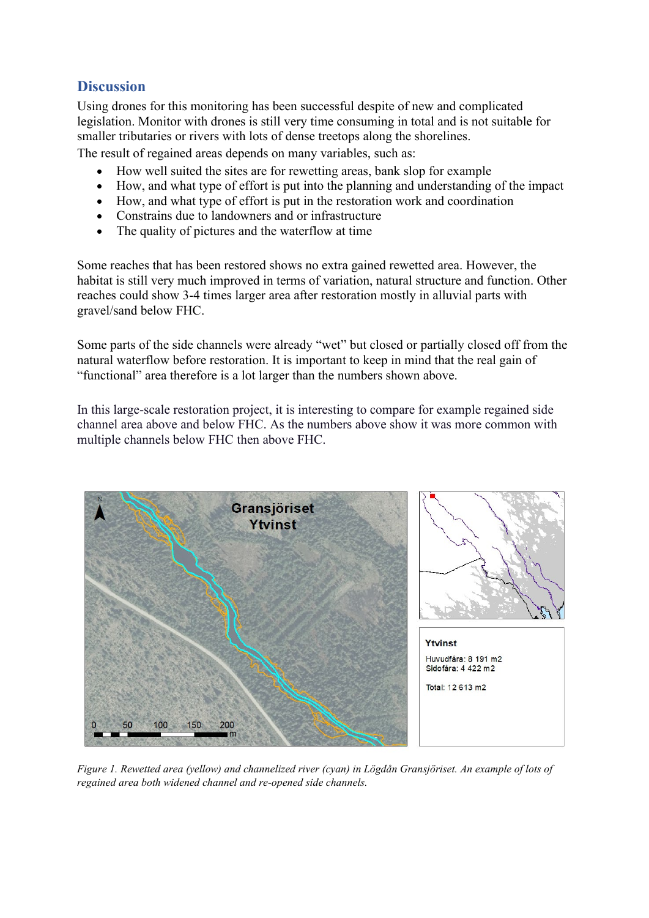## Discussion

Using drones for this monitoring has been successful despite of new and complicated legislation. Monitor with drones is still very time consuming in total and is not suitable for smaller tributaries or rivers with lots of dense treetops along the shorelines.
The result of regained areas depends on many variables, such as:

- How well suited the sites are for rewetting areas, bank slop for example
- How, and what type of effort is put into the planning and understanding of the impact
- How, and what type of effort is put in the restoration work and coordination
- Constrains due to landowners and or infrastructure
- The quality of pictures and the waterflow at time

Some reaches that has been restored shows no extra gained rewetted area. However, the habitat is still very much improved in terms of variation, natural structure and function. Other reaches could show 3-4 times larger area after restoration mostly in alluvial parts with gravel/sand below FHC.

Some parts of the side channels were already "wet" but closed or partially closed off from the natural waterflow before restoration. It is important to keep in mind that the real gain of "functional" area therefore is a lot larger than the numbers shown above.

In this large-scale restoration project, it is interesting to compare for example regained side channel area above and below FHC. As the numbers above show it was more common with multiple channels below FHC then above FHC.

Gransjöriset Ytvinst

Ytvinst
Huvudfåra: 8 191 m2
Sidofåra: 4 422 m2

Total: 12 613 m2

*Figure 1. Rewetted area (yellow) and channelized river (cyan) in Lögdån Gransjöriset. An example of lots of regained area both widened channel and re-opened side channels.*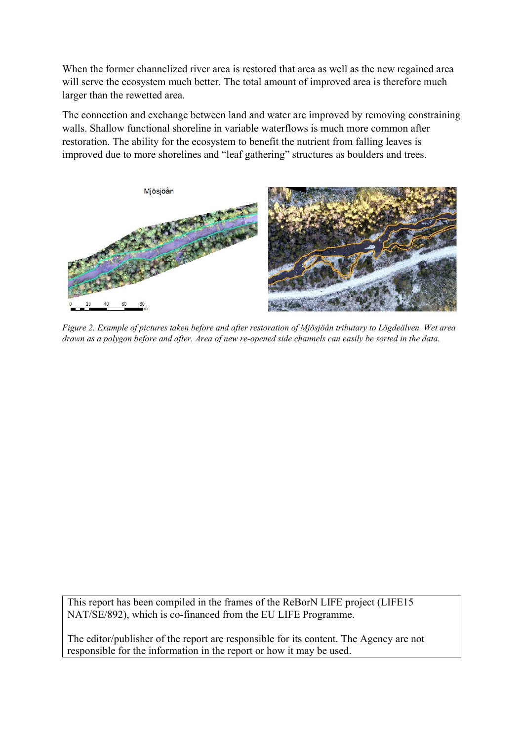When the former channelized river area is restored that area as well as the new regained area will serve the ecosystem much better. The total amount of improved area is therefore much larger than the rewetted area.

The connection and exchange between land and water are improved by removing constraining walls. Shallow functional shoreline in variable waterflows is much more common after restoration. The ability for the ecosystem to benefit the nutrient from falling leaves is improved due to more shorelines and "leaf gathering" structures as boulders and trees.

Mjösjöån

0 20 40 60 80
m

*Figure 2. Example of pictures taken before and after restoration of Mjösjöån tributary to Lögdeälven. Wet area drawn as a polygon before and after. Area of new re-opened side channels can easily be sorted in the data.*

This report has been compiled in the frames of the ReBorN LIFE project (LIFE15 NAT/SE/892), which is co-financed from the EU LIFE Programme.

The editor/publisher of the report are responsible for its content. The Agency are not responsible for the information in the report or how it may be used.